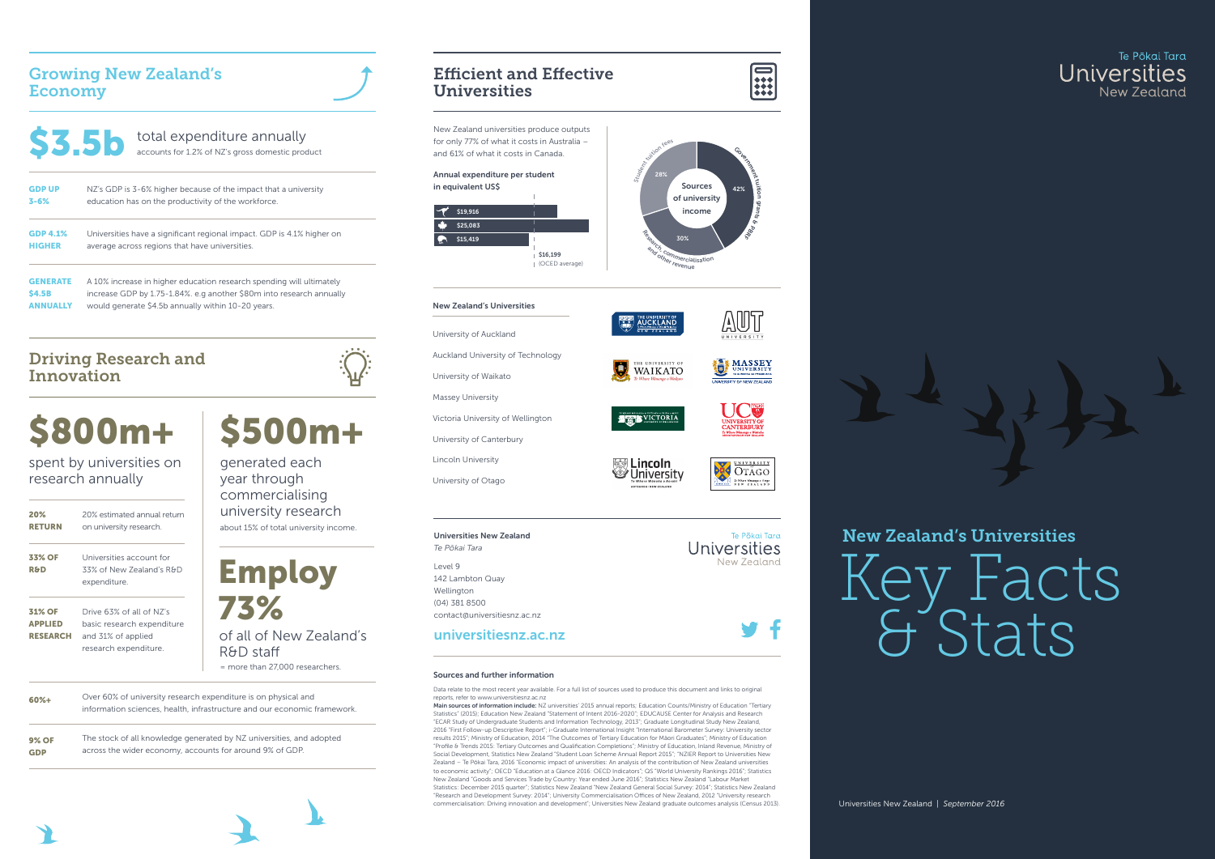## Growing New Zealand's Economy

**$3.5b** total expenditure annually
accounts for 1.2% of NZ's gross domestic product

**GDP UP 3-6%** — NZ's GDP is 3-6% higher because of the impact that a university education has on the productivity of the workforce.

**GDP 4.1% HIGHER** — Universities have a significant regional impact. GDP is 4.1% higher on average across regions that have universities.

**GENERATE $4.5B ANNUALLY** — A 10% increase in higher education research spending will ultimately increase GDP by 1.75-1.84%. e.g another $80m into research annually would generate $4.5b annually within 10-20 years.

## Driving Research and Innovation

**$800m+**
spent by universities on research annually

**20% RETURN** — 20% estimated annual return on university research.

**33% OF R&D** — Universities account for 33% of New Zealand's R&D expenditure.

**31% OF APPLIED RESEARCH** — Drive 63% of all of NZ's basic research expenditure and 31% of applied research expenditure.

**$500m+**
generated each year through commercialising university research
about 15% of total university income.

**Employ 73%**
of all of New Zealand's R&D staff
= more than 27,000 researchers.

**60%+** — Over 60% of university research expenditure is on physical and information sciences, health, infrastructure and our economic framework.

**9% OF GDP** — The stock of all knowledge generated by NZ universities, and adopted across the wider economy, accounts for around 9% of GDP.

## Efficient and Effective Universities

New Zealand universities produce outputs for only 77% of what it costs in Australia – and 61% of what it costs in Canada.

**Annual expenditure per student in equivalent US$**

| Country | Expenditure |
|---|---|
| Australia | $19,916 |
| Canada | $25,083 |
| New Zealand | $15,419 |
| OECD average | $16,199 |

**Sources of university income**

| Source | Share |
|---|---|
| Government tuition grants & PBRF | 42% |
| Research, commercialisation and other revenue | 30% |
| Student tuition fees | 28% |

**New Zealand's Universities**

- University of Auckland
- Auckland University of Technology
- University of Waikato
- Massey University
- Victoria University of Wellington
- University of Canterbury
- Lincoln University
- University of Otago

**Universities New Zealand**
*Te Pōkai Tara*

Level 9
142 Lambton Quay
Wellington
(04) 381 8500
contact@universitiesnz.ac.nz

**universitiesnz.ac.nz**

**Sources and further information**

Data relate to the most recent year available. For a full list of sources used to produce this document and links to original reports, refer to www.universitiesnz.ac.nz

**Main sources of information include:** NZ universities' 2015 annual reports; Education Counts/Ministry of Education "Tertiary Statistics" (2015); Education New Zealand "Statement of Intent 2016-2020"; EDUCAUSE Center for Analysis and Research "ECAR Study of Undergraduate Students and Information Technology, 2013"; Graduate Longitudinal Study New Zealand, 2016 "First Follow-up Descriptive Report"; i-Graduate International Insight "International Barometer Survey: University sector results 2015"; Ministry of Education, 2014 "The Outcomes of Tertiary Education for Māori Graduates"; Ministry of Education "Profile & Trends 2015: Tertiary Outcomes and Qualification Completions"; Ministry of Education, Inland Revenue, Ministry of Social Development, Statistics New Zealand "Student Loan Scheme Annual Report 2015"; "NZIER Report to Universities New Zealand – Te Pōkai Tara, 2016 "Economic impact of universities: An analysis of the contribution of New Zealand universities to economic activity"; OECD "Education at a Glance 2016: OECD Indicators"; QS "World University Rankings 2016"; Statistics New Zealand "Goods and Services Trade by Country: Year ended June 2016"; Statistics New Zealand "Labour Market Statistics: December 2015 quarter"; Statistics New Zealand "New Zealand General Social Survey: 2014"; Statistics New Zealand "Research and Development Survey: 2014"; University Commercialisation Offices of New Zealand, 2012 "University research commercialisation: Driving innovation and development"; Universities New Zealand graduate outcomes analysis (Census 2013).

Te Pōkai Tara
Universities New Zealand

## New Zealand's Universities

# Key Facts & Stats

Universities New Zealand | *September 2016*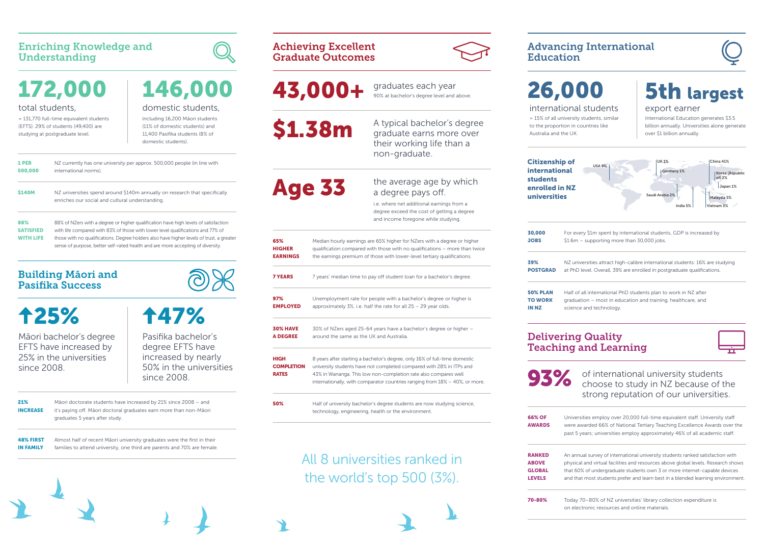## Enriching Knowledge and Understanding

**172,000**

total students,

= 131,770 full-time equivalent students (EFTS). 29% of students (49,400) are studying at postgraduate level.

**146,000**

domestic students,

including 16,200 Māori students (11% of domestic students) and 11,400 Pasifika students (8% of domestic students).

**1 PER 500,000** NZ currently has one university per approx. 500,000 people (in line with international norms).

**$140M** NZ universities spend around $140m annually on research that specifically enriches our social and cultural understanding.

**88% SATISFIED WITH LIFE** 88% of NZers with a degree or higher qualification have high levels of satisfaction with life compared with 83% of those with lower level qualifications and 77% of those with no qualifications. Degree holders also have higher levels of trust, a greater sense of purpose, better self-rated health and are more accepting of diversity.

## Building Māori and Pasifika Success

**↑25%**

Māori bachelor's degree EFTS have increased by 25% in the universities since 2008.

**↑47%**

Pasifika bachelor's degree EFTS have increased by nearly 50% in the universities since 2008.

**21% INCREASE** Māori doctorate students have increased by 21% since 2008 – and it's paying off. Māori doctoral graduates earn more than non-Māori graduates 5 years after study.

**48% FIRST IN FAMILY** Almost half of recent Māori university graduates were the first in their families to attend university, one third are parents and 70% are female.

## Achieving Excellent Graduate Outcomes

**43,000+** graduates each year

90% at bachelor's degree level and above.

**$1.38m** A typical bachelor's degree graduate earns more over their working life than a non-graduate.

**Age 33** the average age by which a degree pays off.

i.e. where net additional earnings from a degree exceed the cost of getting a degree and income foregone while studying.

**65% HIGHER EARNINGS** Median hourly earnings are 65% higher for NZers with a degree or higher qualification compared with those with no qualifications – more than twice the earnings premium of those with lower-level tertiary qualifications.

**7 YEARS** 7 years' median time to pay off student loan for a bachelor's degree.

**97% EMPLOYED** Unemployment rate for people with a bachelor's degree or higher is approximately 3%. i.e. half the rate for all 25 – 29 year olds.

**30% HAVE A DEGREE** 30% of NZers aged 25-64 years have a bachelor's degree or higher – around the same as the UK and Australia.

**HIGH COMPLETION RATES** 8 years after starting a bachelor's degree, only 16% of full-time domestic university students have not completed compared with 28% in ITPs and 43% in Wananga. This low non-completion rate also compares well internationally, with comparator countries ranging from 18% – 40%, or more.

**50%** Half of university bachelor's degree students are now studying science, technology, engineering, health or the environment.

All 8 universities ranked in the world's top 500 (3%).

## Advancing International Education

**26,000**

international students

= 15% of all university students, similar to the proportion in countries like Australia and the UK.

**5th largest**

export earner

International Education generates $3.5 billion annually. Universities alone generate over $1 billion annually.

**Citizenship of international students enrolled in NZ universities**

USA 9%
UK 1%
Germany 1%
China 41%
Korea (Republic of) 2%
Japan 1%
Saudi Arabia 2%
Malaysia 5%
India 5%
Vietnam 3%

**30,000 JOBS** For every $1m spent by international students, GDP is increased by $1.6m – supporting more than 30,000 jobs.

**39% POSTGRAD** NZ universities attract high-calibre international students: 16% are studying at PhD level. Overall, 39% are enrolled in postgraduate qualifications.

**50% PLAN TO WORK IN NZ** Half of all international PhD students plan to work in NZ after graduation – most in education and training, healthcare, and science and technology.

## Delivering Quality Teaching and Learning

**93%** of international university students choose to study in NZ because of the strong reputation of our universities.

**66% OF AWARDS** Universities employ over 20,000 full-time equivalent staff. University staff were awarded 66% of National Tertiary Teaching Excellence Awards over the past 5 years; universities employ approximately 46% of all academic staff.

**RANKED ABOVE GLOBAL LEVELS** An annual survey of international university students ranked satisfaction with physical and virtual facilities and resources above global levels. Research shows that 60% of undergraduate students own 3 or more internet-capable devices and that most students prefer and learn best in a blended learning environment.

**70-80%** Today 70–80% of NZ universities' library collection expenditure is on electronic resources and online materials.